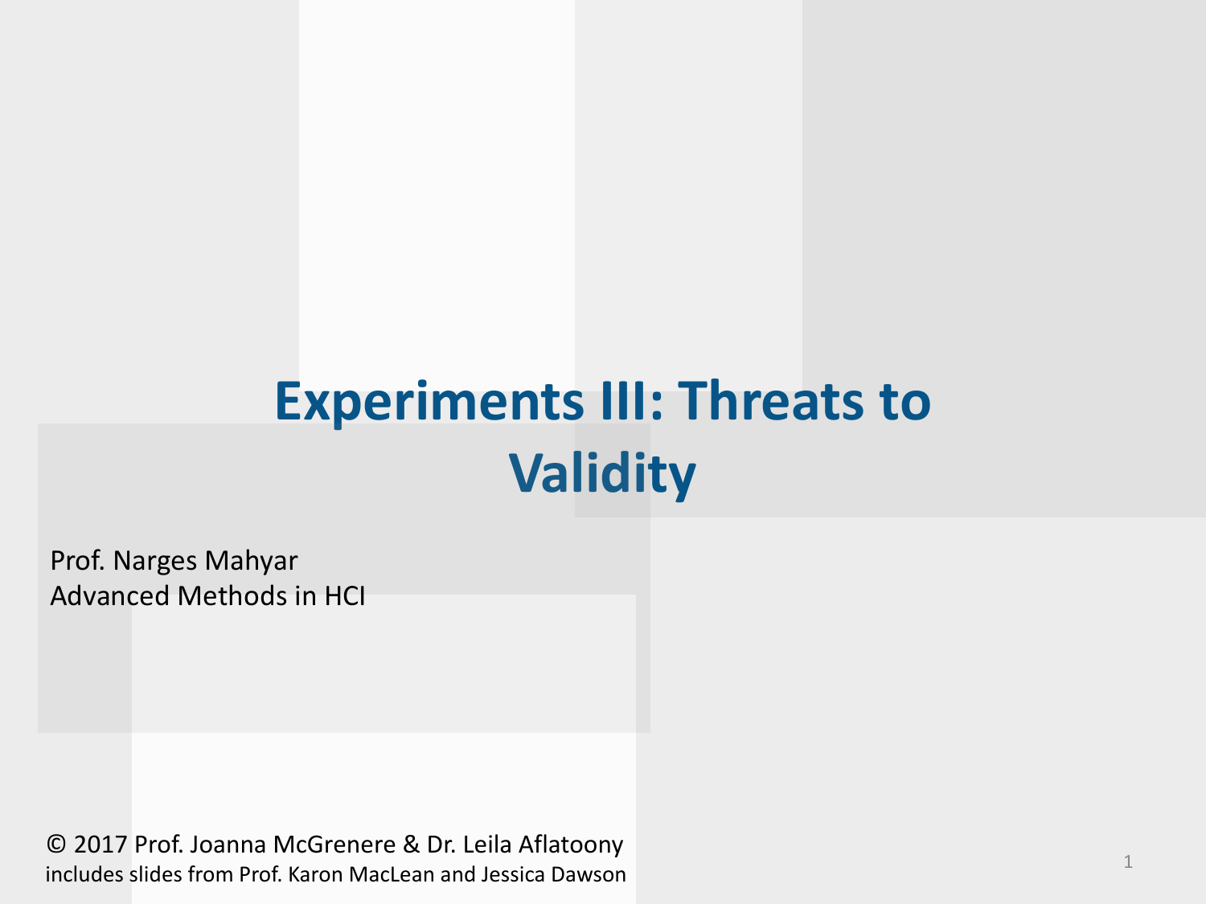# Experiments III: Threats to Validity

Prof. Narges Mahyar
Advanced Methods in HCI

© 2017 Prof. Joanna McGrenere & Dr. Leila Aflatoony
includes slides from Prof. Karon MacLean and Jessica Dawson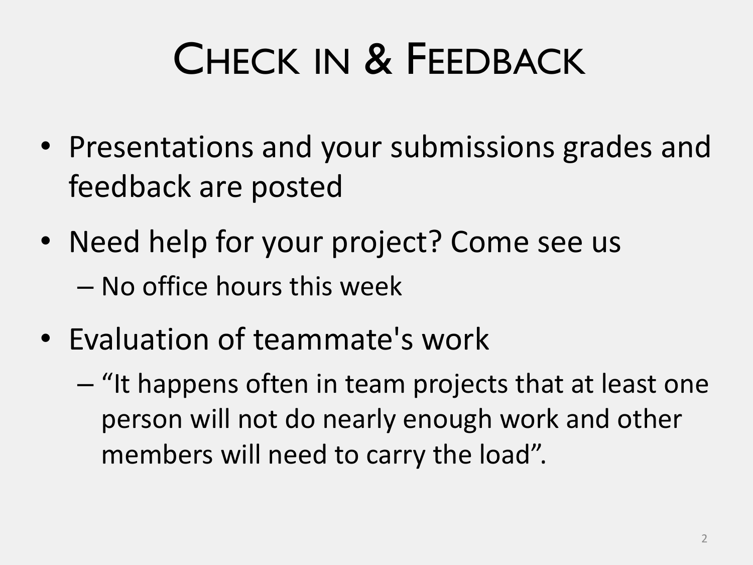# Check in & Feedback

- Presentations and your submissions grades and feedback are posted
- Need help for your project? Come see us
  - No office hours this week
- Evaluation of teammate's work
  - "It happens often in team projects that at least one person will not do nearly enough work and other members will need to carry the load".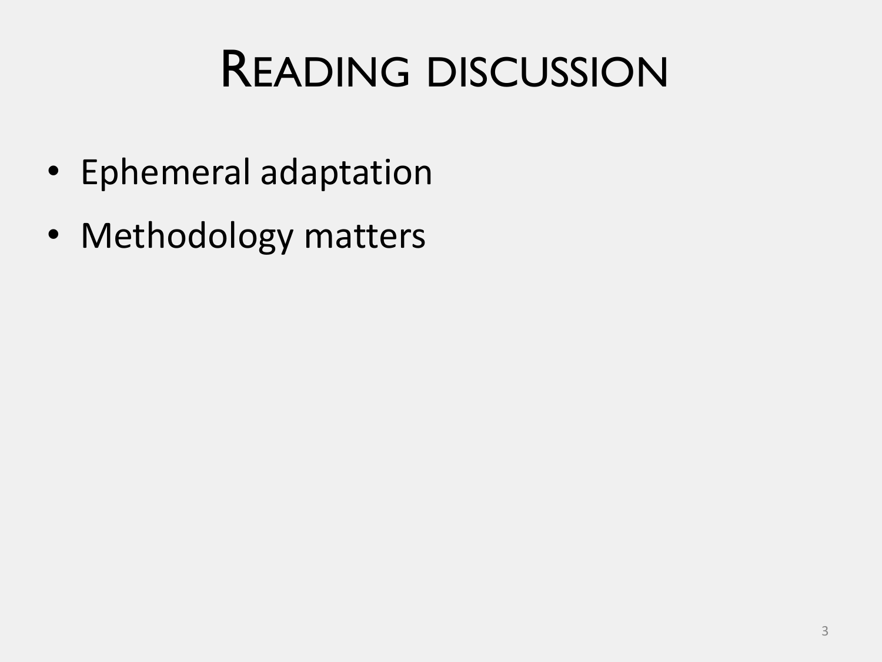# READING DISCUSSION

- Ephemeral adaptation
- Methodology matters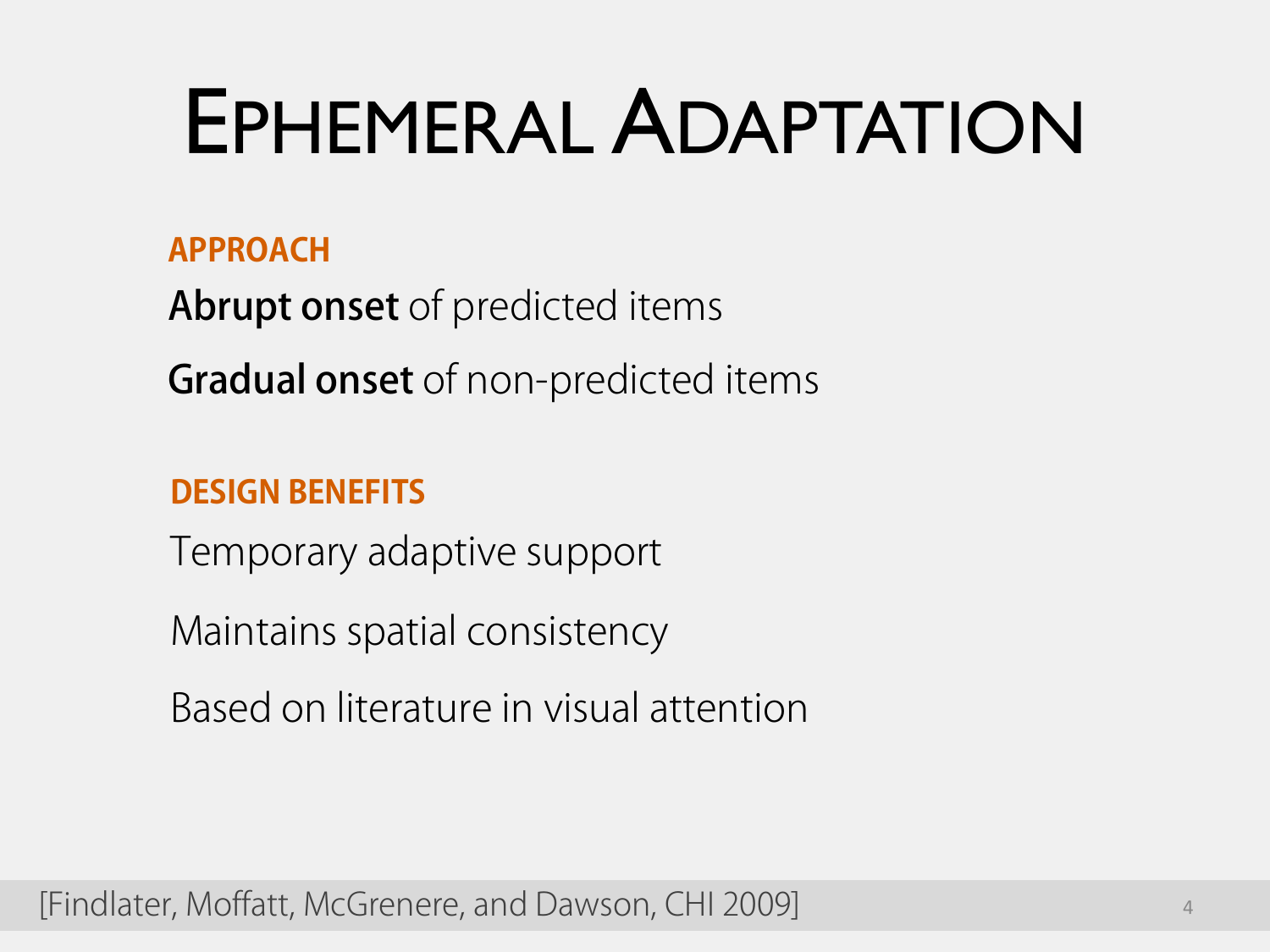# Ephemeral Adaptation

### APPROACH

**Abrupt onset** of predicted items

**Gradual onset** of non-predicted items

### DESIGN BENEFITS

Temporary adaptive support

Maintains spatial consistency

Based on literature in visual attention

[Findlater, Moffatt, McGrenere, and Dawson, CHI 2009]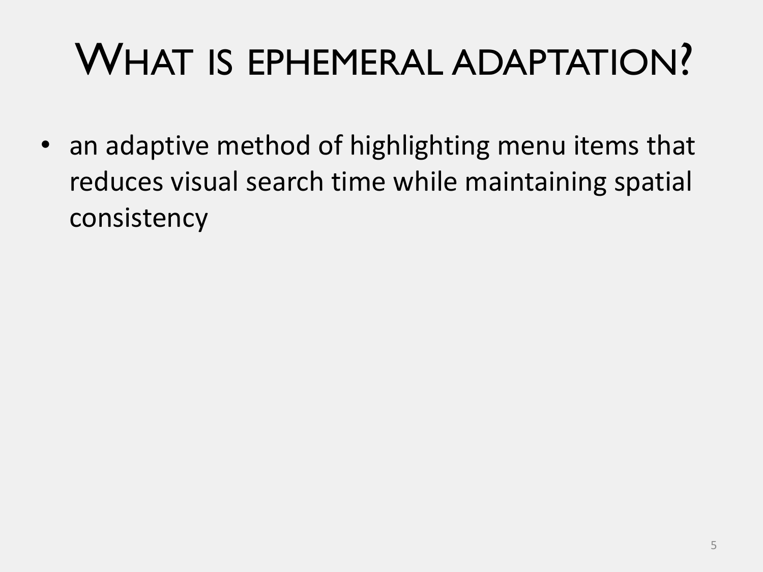# What is ephemeral adaptation?

- an adaptive method of highlighting menu items that reduces visual search time while maintaining spatial consistency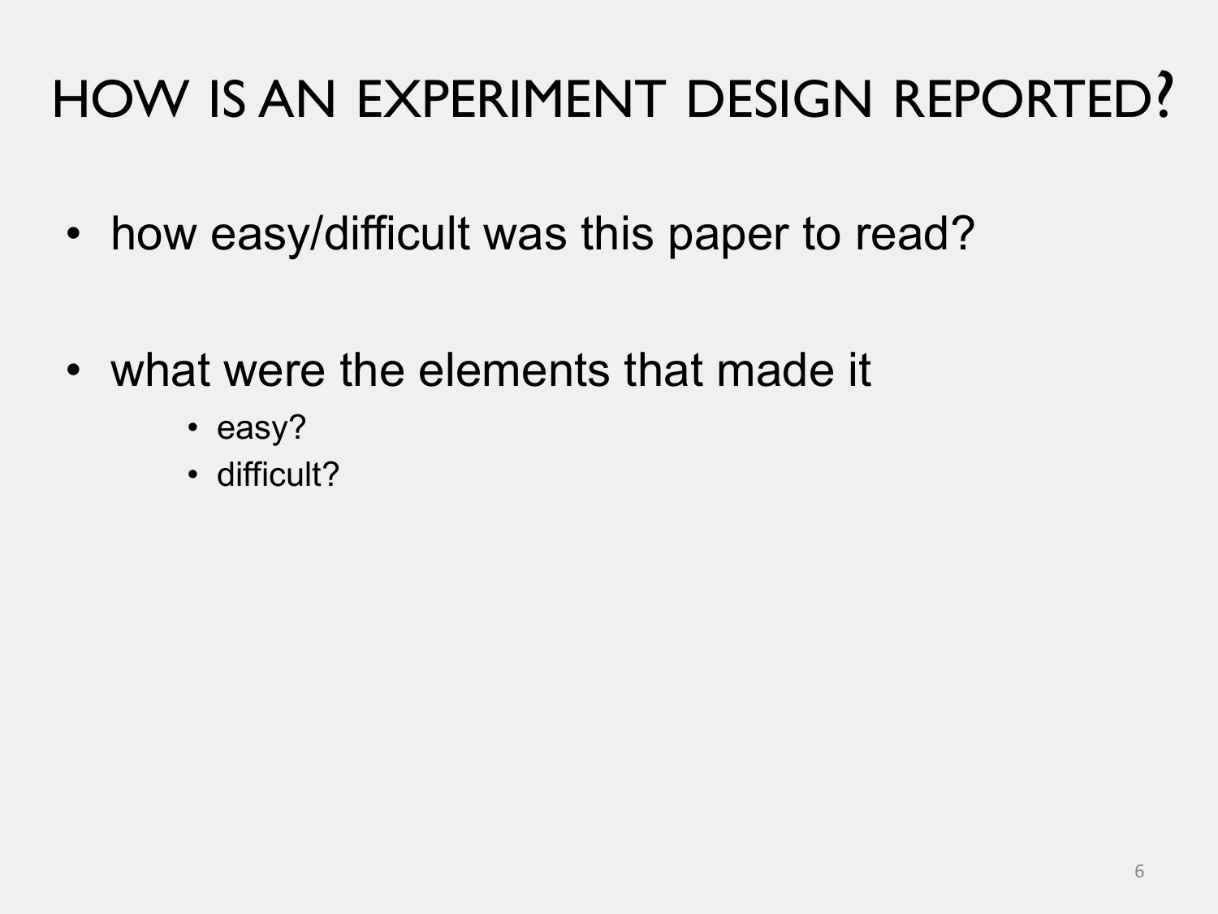# HOW IS AN EXPERIMENT DESIGN REPORTED?

- how easy/difficult was this paper to read?

- what were the elements that made it
  - easy?
  - difficult?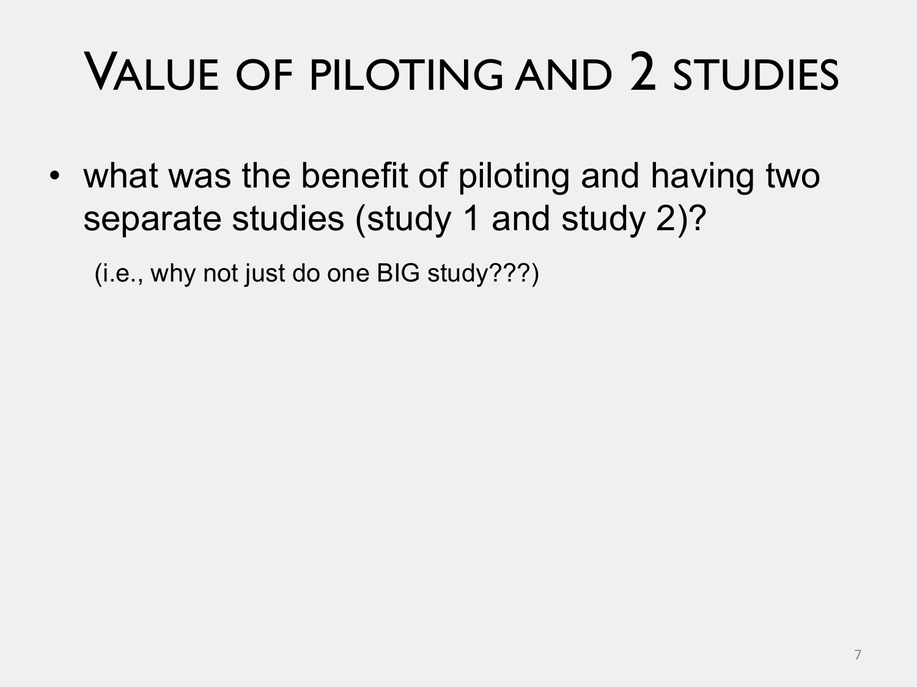# VALUE OF PILOTING AND 2 STUDIES

- what was the benefit of piloting and having two separate studies (study 1 and study 2)?

  (i.e., why not just do one BIG study???)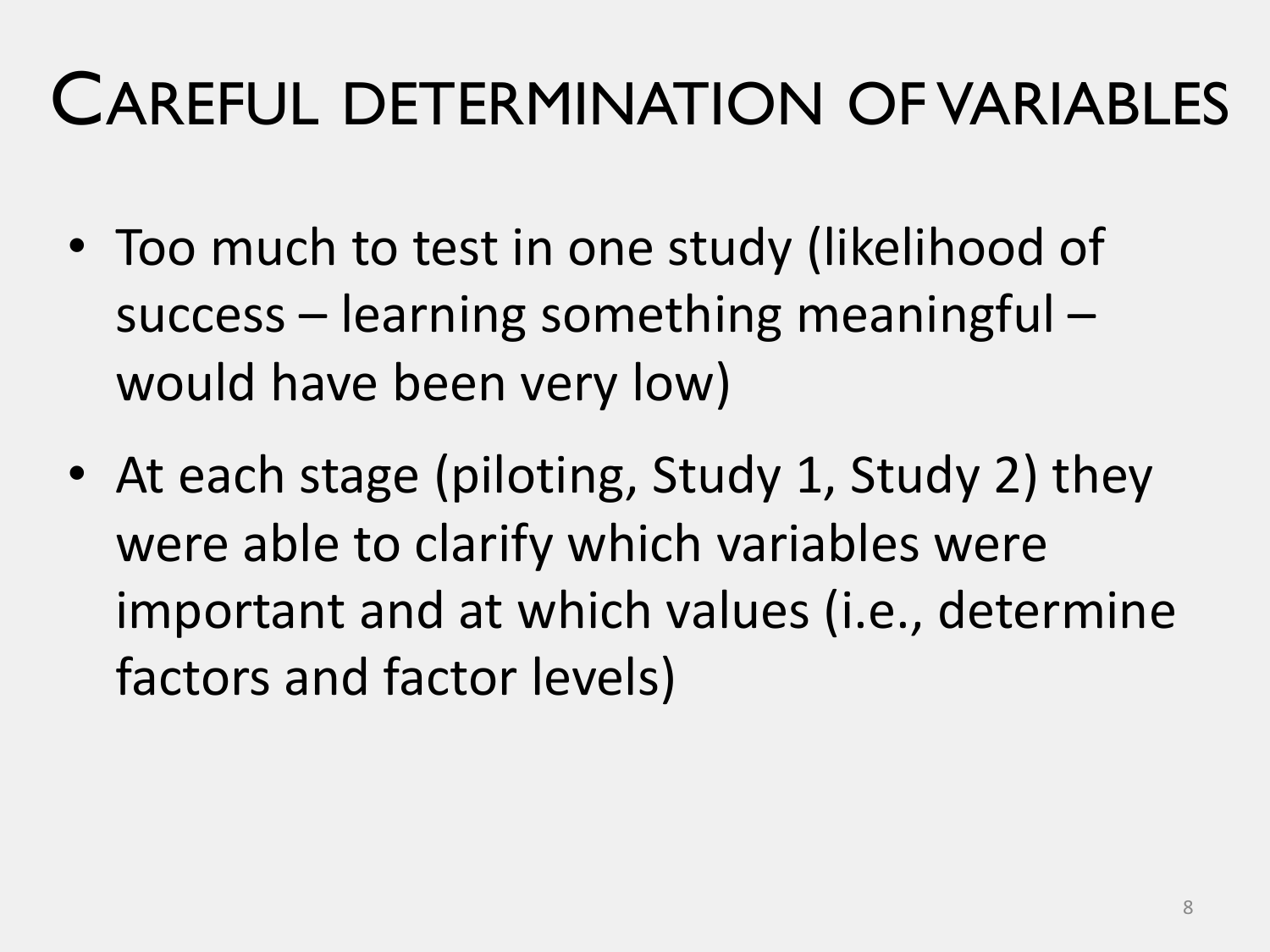# Careful determination of variables

- Too much to test in one study (likelihood of success – learning something meaningful – would have been very low)
- At each stage (piloting, Study 1, Study 2) they were able to clarify which variables were important and at which values (i.e., determine factors and factor levels)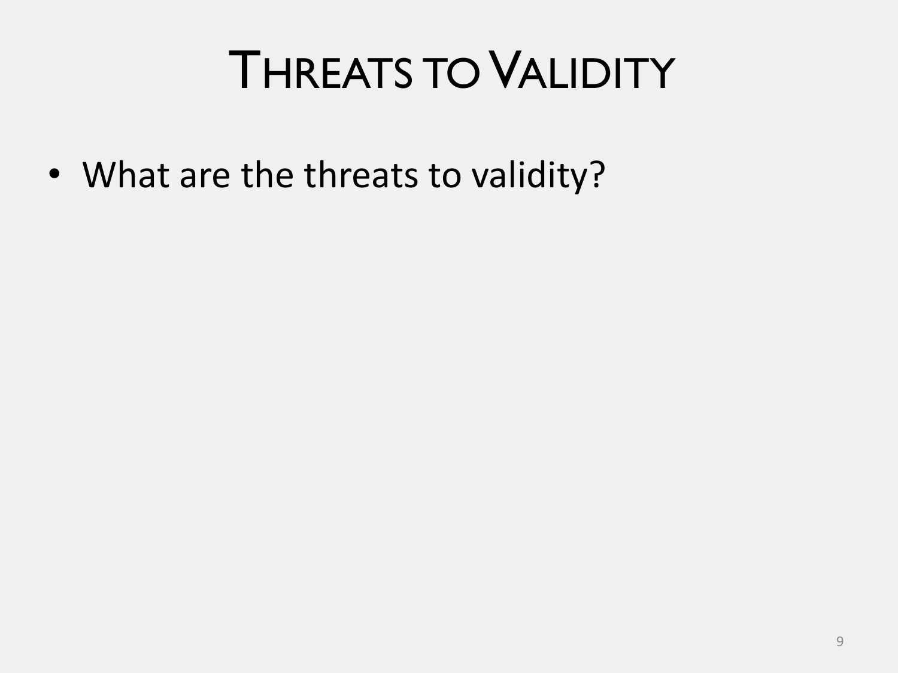# Threats to Validity

- What are the threats to validity?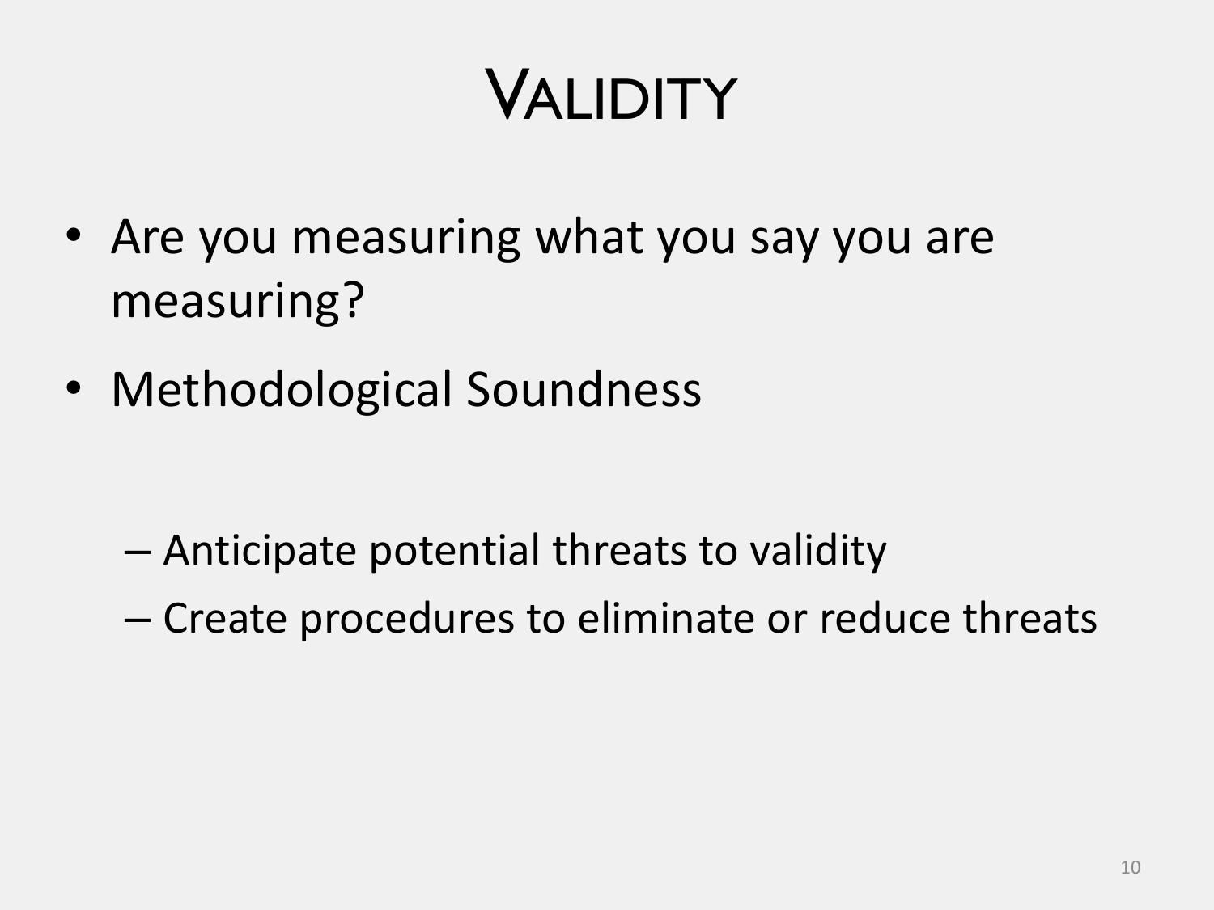# Validity

- Are you measuring what you say you are measuring?
- Methodological Soundness
  - Anticipate potential threats to validity
  - Create procedures to eliminate or reduce threats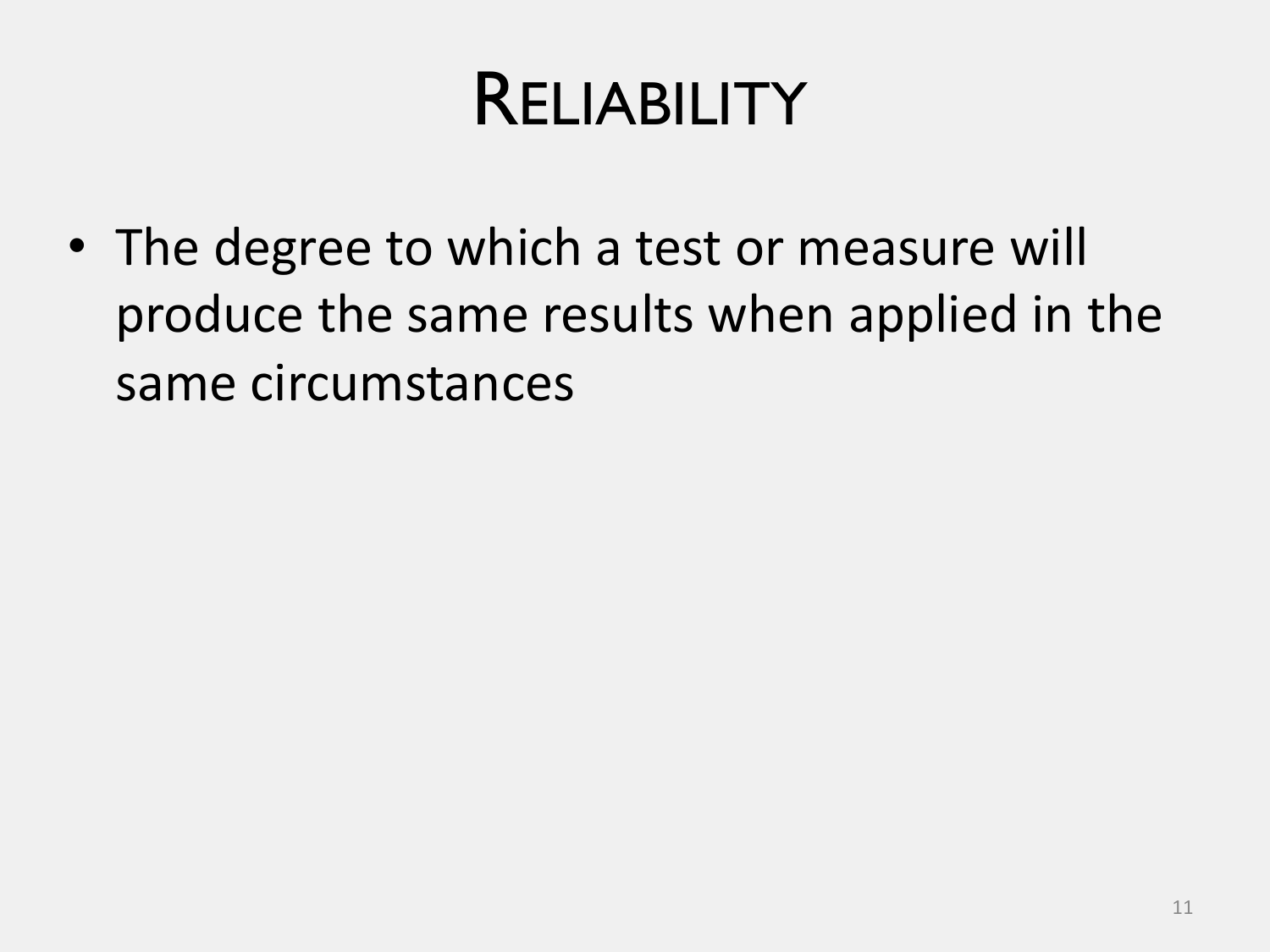# Reliability

- The degree to which a test or measure will produce the same results when applied in the same circumstances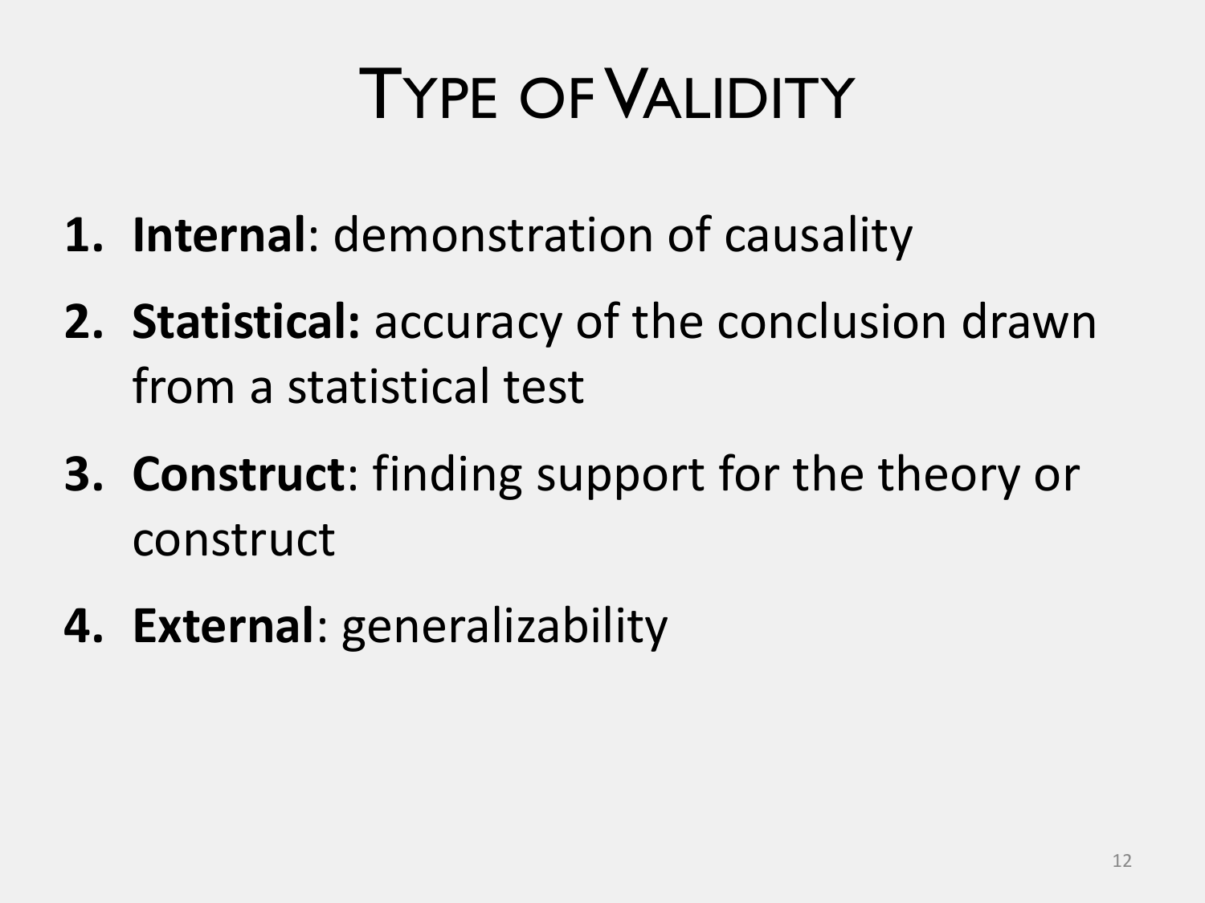# Type of Validity

1. **Internal**: demonstration of causality
2. **Statistical:** accuracy of the conclusion drawn from a statistical test
3. **Construct**: finding support for the theory or construct
4. **External**: generalizability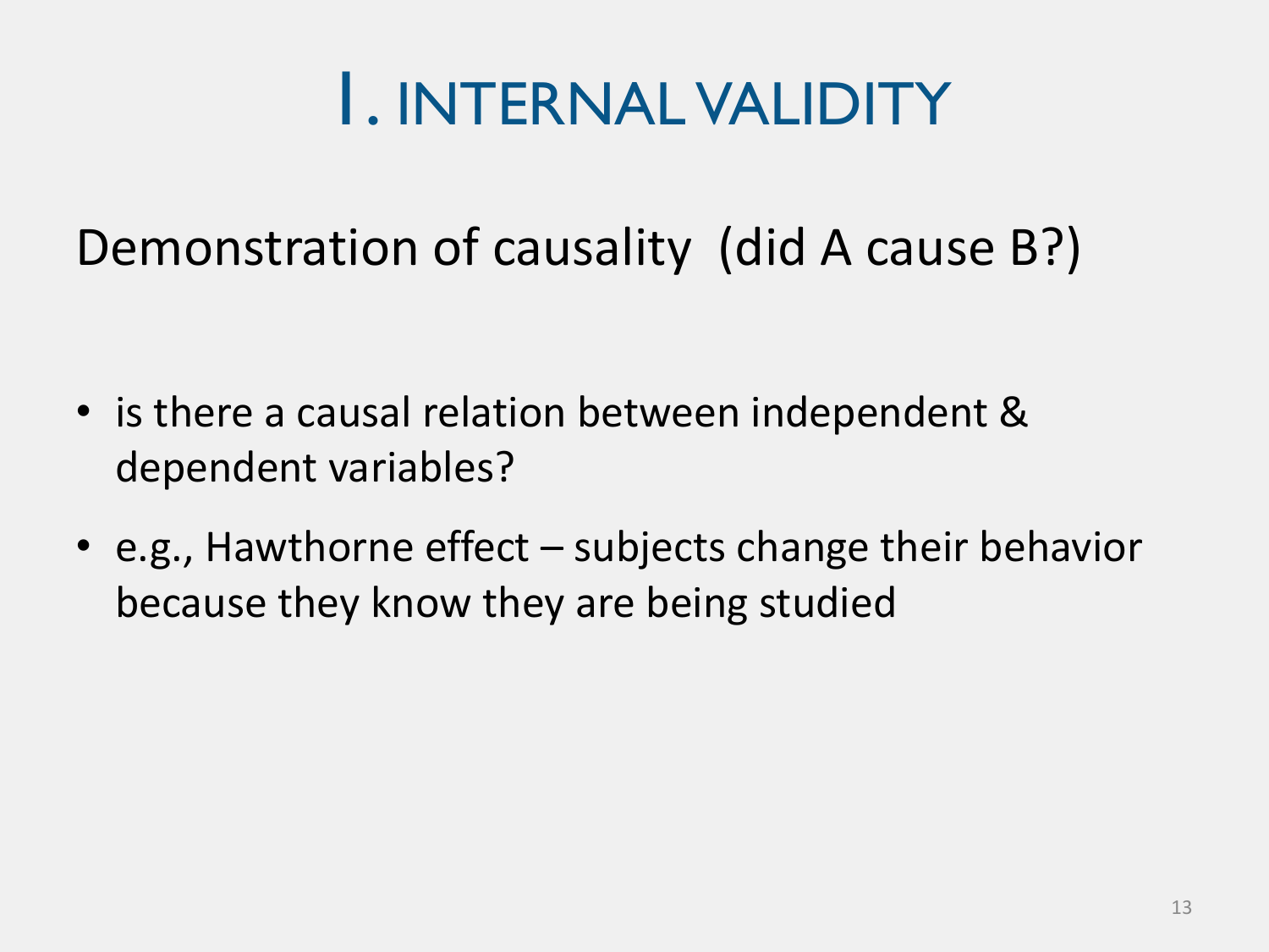# 1. INTERNAL VALIDITY

Demonstration of causality (did A cause B?)

- is there a causal relation between independent & dependent variables?
- e.g., Hawthorne effect – subjects change their behavior because they know they are being studied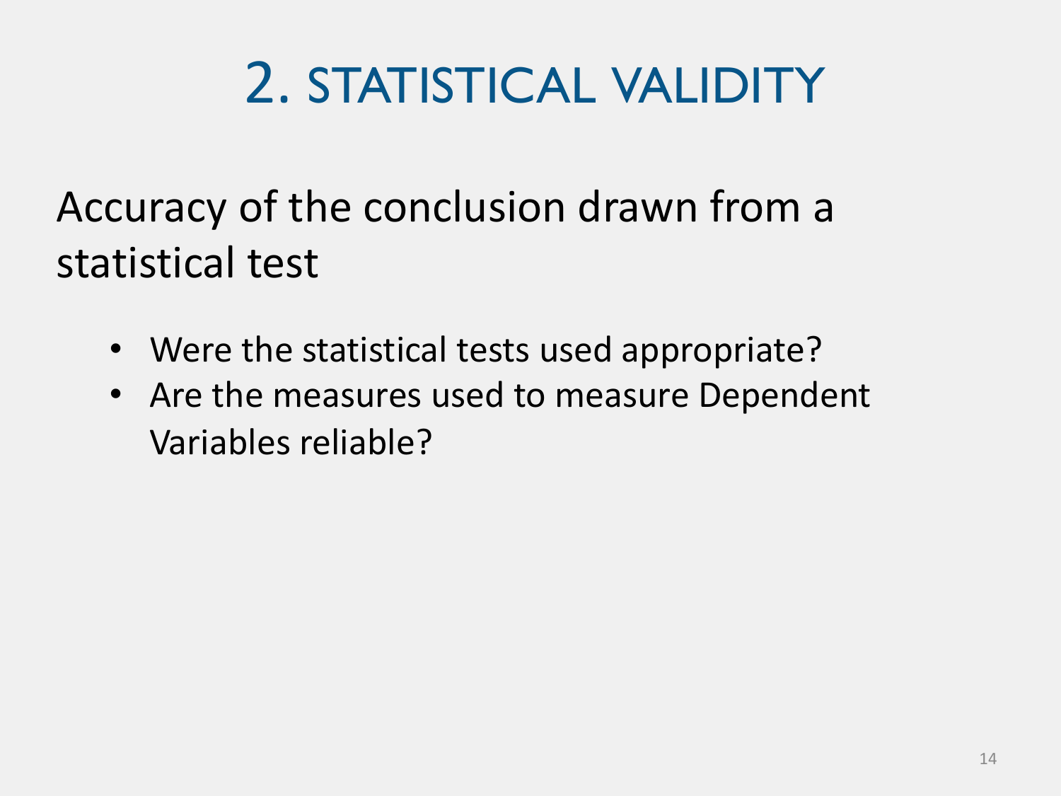# 2. STATISTICAL VALIDITY

Accuracy of the conclusion drawn from a statistical test

- Were the statistical tests used appropriate?
- Are the measures used to measure Dependent Variables reliable?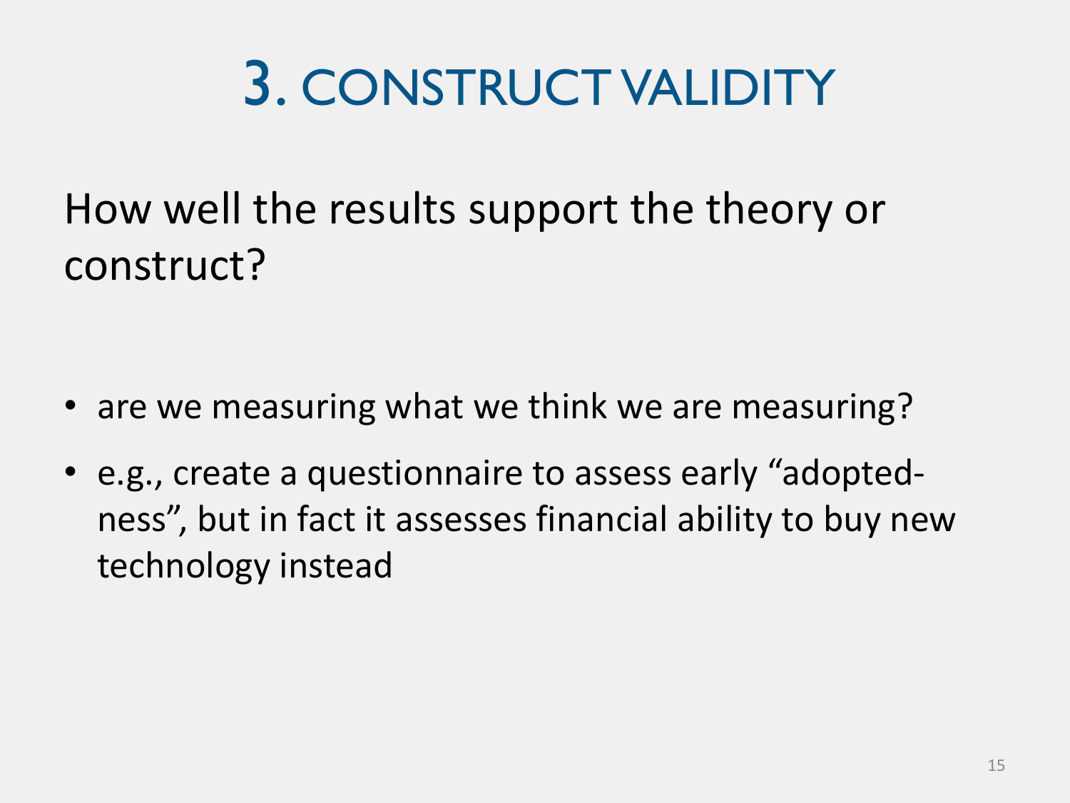# 3. CONSTRUCT VALIDITY

How well the results support the theory or construct?

- are we measuring what we think we are measuring?
- e.g., create a questionnaire to assess early "adopted-ness", but in fact it assesses financial ability to buy new technology instead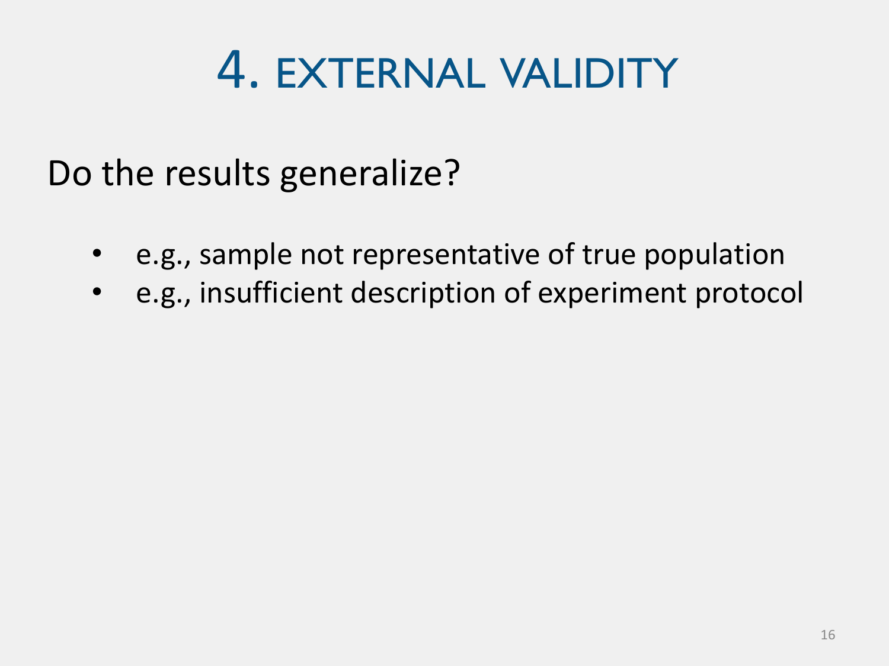# 4. EXTERNAL VALIDITY

Do the results generalize?

- e.g., sample not representative of true population
- e.g., insufficient description of experiment protocol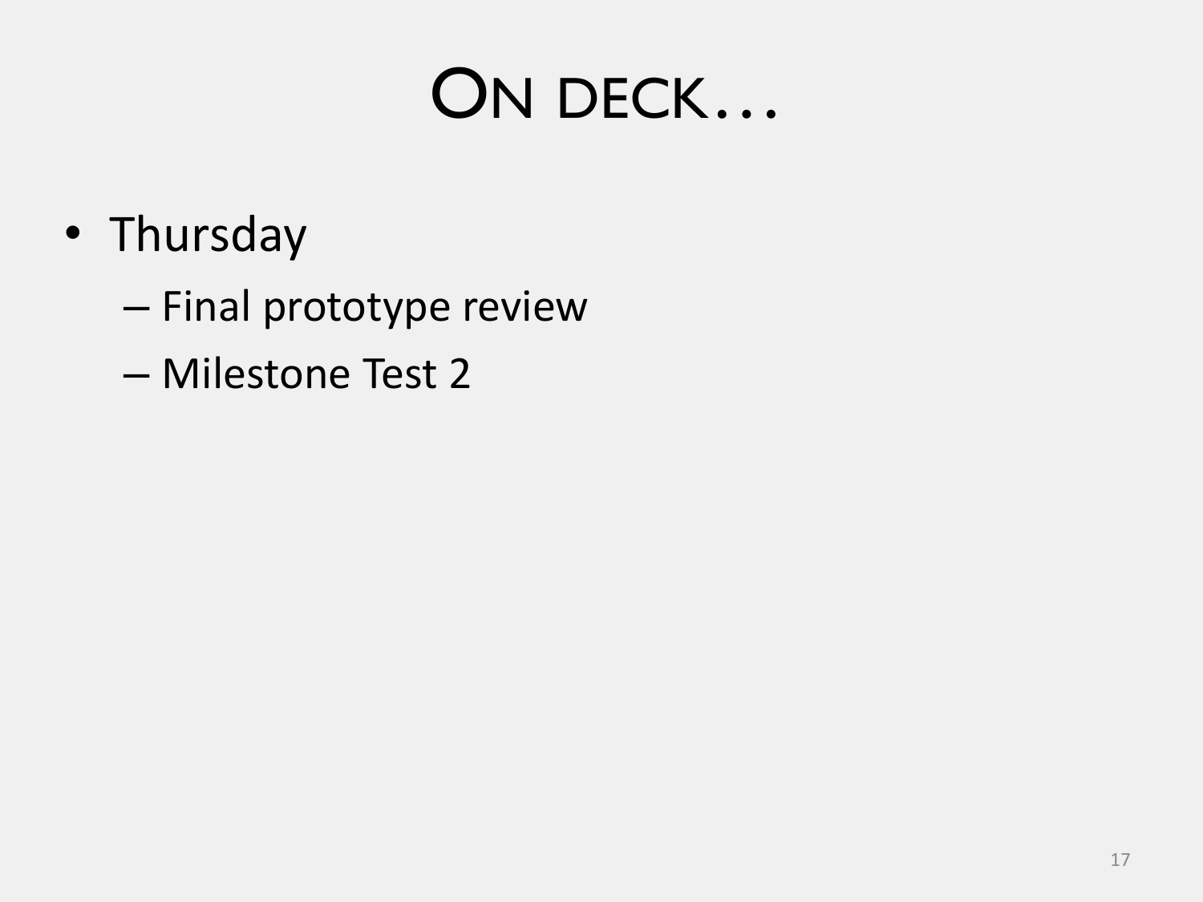# On deck…

- Thursday
  - Final prototype review
  - Milestone Test 2